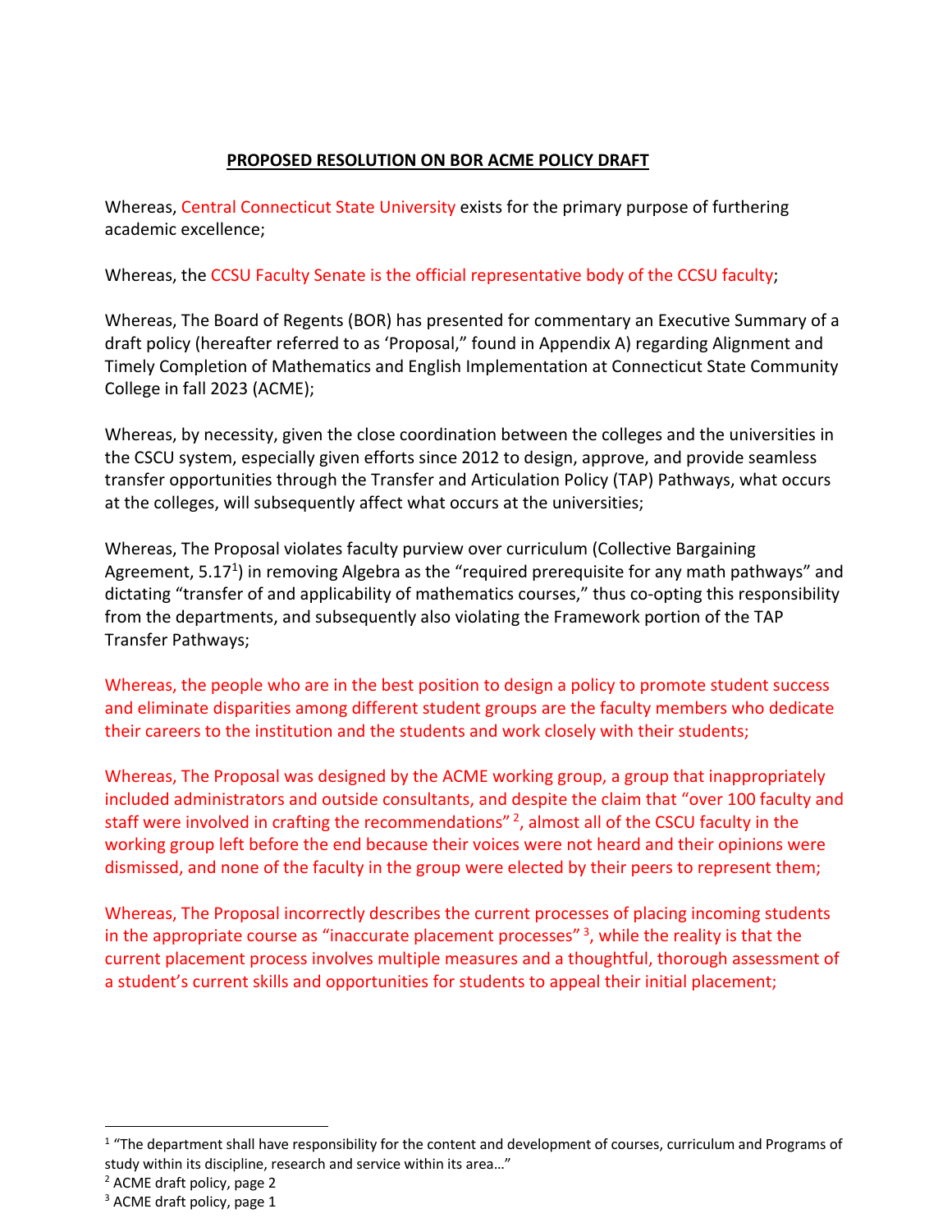## **PROPOSED RESOLUTION ON BOR ACME POLICY DRAFT**

Whereas, Central Connecticut State University exists for the primary purpose of furthering academic excellence;

Whereas, the CCSU Faculty Senate is the official representative body of the CCSU faculty;

Whereas, The Board of Regents (BOR) has presented for commentary an Executive Summary of a draft policy (hereafter referred to as 'Proposal," found in Appendix A) regarding Alignment and Timely Completion of Mathematics and English Implementation at Connecticut State Community College in fall 2023 (ACME);

Whereas, by necessity, given the close coordination between the colleges and the universities in the CSCU system, especially given efforts since 2012 to design, approve, and provide seamless transfer opportunities through the Transfer and Articulation Policy (TAP) Pathways, what occurs at the colleges, will subsequently affect what occurs at the universities;

Whereas, The Proposal violates faculty purview over curriculum (Collective Bargaining Agreement, 5.17[1]) in removing Algebra as the "required prerequisite for any math pathways" and dictating "transfer of and applicability of mathematics courses," thus co-opting this responsibility from the departments, and subsequently also violating the Framework portion of the TAP Transfer Pathways;

Whereas, the people who are in the best position to design a policy to promote student success and eliminate disparities among different student groups are the faculty members who dedicate their careers to the institution and the students and work closely with their students;

Whereas, The Proposal was designed by the ACME working group, a group that inappropriately included administrators and outside consultants, and despite the claim that "over 100 faculty and staff were involved in crafting the recommendations" [2], almost all of the CSCU faculty in the working group left before the end because their voices were not heard and their opinions were dismissed, and none of the faculty in the group were elected by their peers to represent them;

Whereas, The Proposal incorrectly describes the current processes of placing incoming students in the appropriate course as "inaccurate placement processes" [3], while the reality is that the current placement process involves multiple measures and a thoughtful, thorough assessment of a student's current skills and opportunities for students to appeal their initial placement;

---

[1] "The department shall have responsibility for the content and development of courses, curriculum and Programs of study within its discipline, research and service within its area…"

[2] ACME draft policy, page 2

[3] ACME draft policy, page 1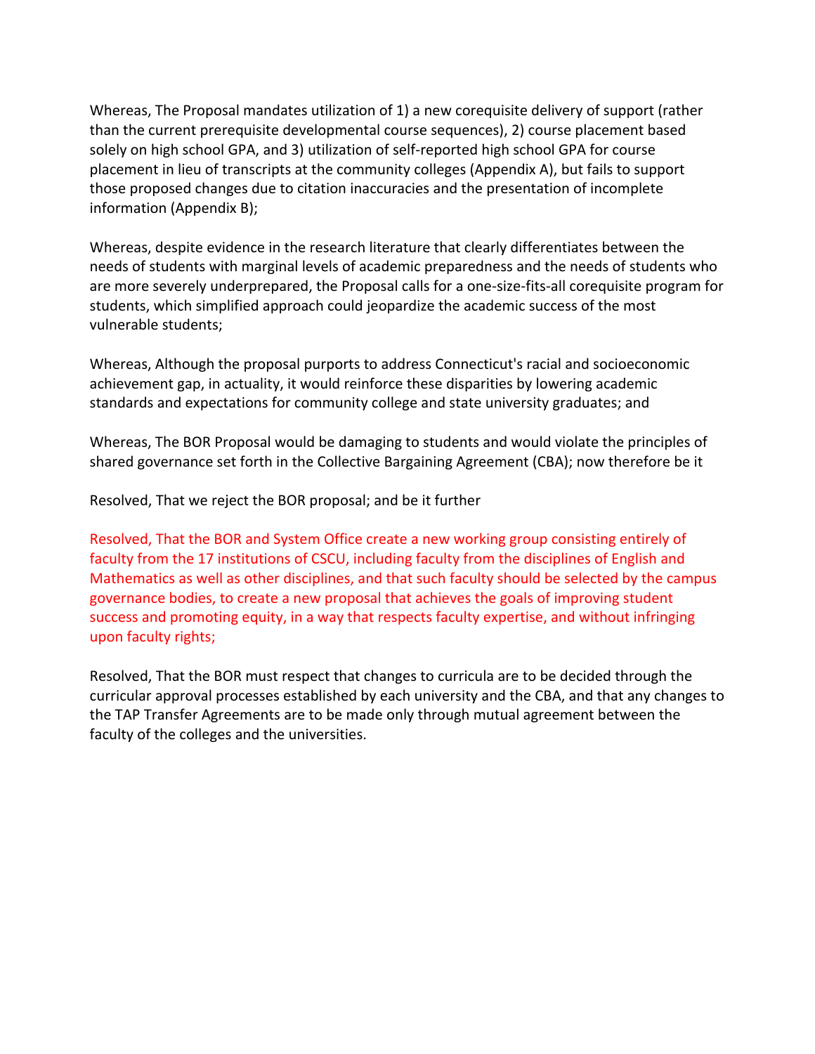Whereas, The Proposal mandates utilization of 1) a new corequisite delivery of support (rather than the current prerequisite developmental course sequences), 2) course placement based solely on high school GPA, and 3) utilization of self-reported high school GPA for course placement in lieu of transcripts at the community colleges (Appendix A), but fails to support those proposed changes due to citation inaccuracies and the presentation of incomplete information (Appendix B);

Whereas, despite evidence in the research literature that clearly differentiates between the needs of students with marginal levels of academic preparedness and the needs of students who are more severely underprepared, the Proposal calls for a one-size-fits-all corequisite program for students, which simplified approach could jeopardize the academic success of the most vulnerable students;

Whereas, Although the proposal purports to address Connecticut's racial and socioeconomic achievement gap, in actuality, it would reinforce these disparities by lowering academic standards and expectations for community college and state university graduates; and

Whereas, The BOR Proposal would be damaging to students and would violate the principles of shared governance set forth in the Collective Bargaining Agreement (CBA); now therefore be it

Resolved, That we reject the BOR proposal; and be it further

Resolved, That the BOR and System Office create a new working group consisting entirely of faculty from the 17 institutions of CSCU, including faculty from the disciplines of English and Mathematics as well as other disciplines, and that such faculty should be selected by the campus governance bodies, to create a new proposal that achieves the goals of improving student success and promoting equity, in a way that respects faculty expertise, and without infringing upon faculty rights;

Resolved, That the BOR must respect that changes to curricula are to be decided through the curricular approval processes established by each university and the CBA, and that any changes to the TAP Transfer Agreements are to be made only through mutual agreement between the faculty of the colleges and the universities.